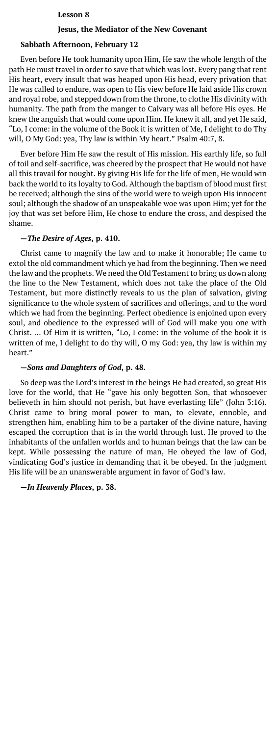**Lesson 8**

## Jesus, the Mediator of the New Covenant

### Sabbath Afternoon, February 12

Even before He took humanity upon Him, He saw the whole length of the path He must travel in order to save that which was lost. Every pang that rent His heart, every insult that was heaped upon His head, every privation that He was called to endure, was open to His view before He laid aside His crown and royal robe, and stepped down from the throne, to clothe His divinity with humanity. The path from the manger to Calvary was all before His eyes. He knew the anguish that would come upon Him. He knew it all, and yet He said, "Lo, I come: in the volume of the Book it is written of Me, I delight to do Thy will, O My God: yea, Thy law is within My heart." Psalm 40:7, 8.

Ever before Him He saw the result of His mission. His earthly life, so full of toil and self-sacrifice, was cheered by the prospect that He would not have all this travail for nought. By giving His life for the life of men, He would win back the world to its loyalty to God. Although the baptism of blood must first be received; although the sins of the world were to weigh upon His innocent soul; although the shadow of an unspeakable woe was upon Him; yet for the joy that was set before Him, He chose to endure the cross, and despised the shame.

**—*The Desire of Ages*, p. 410.**

Christ came to magnify the law and to make it honorable; He came to extol the old commandment which ye had from the beginning. Then we need the law and the prophets. We need the Old Testament to bring us down along the line to the New Testament, which does not take the place of the Old Testament, but more distinctly reveals to us the plan of salvation, giving significance to the whole system of sacrifices and offerings, and to the word which we had from the beginning. Perfect obedience is enjoined upon every soul, and obedience to the expressed will of God will make you one with Christ. ... Of Him it is written, "Lo, I come: in the volume of the book it is written of me, I delight to do thy will, O my God: yea, thy law is within my heart."

**—*Sons and Daughters of God*, p. 48.**

So deep was the Lord's interest in the beings He had created, so great His love for the world, that He "gave his only begotten Son, that whosoever believeth in him should not perish, but have everlasting life" (John 3:16). Christ came to bring moral power to man, to elevate, ennoble, and strengthen him, enabling him to be a partaker of the divine nature, having escaped the corruption that is in the world through lust. He proved to the inhabitants of the unfallen worlds and to human beings that the law can be kept. While possessing the nature of man, He obeyed the law of God, vindicating God's justice in demanding that it be obeyed. In the judgment His life will be an unanswerable argument in favor of God's law.

**—*In Heavenly Places*, p. 38.**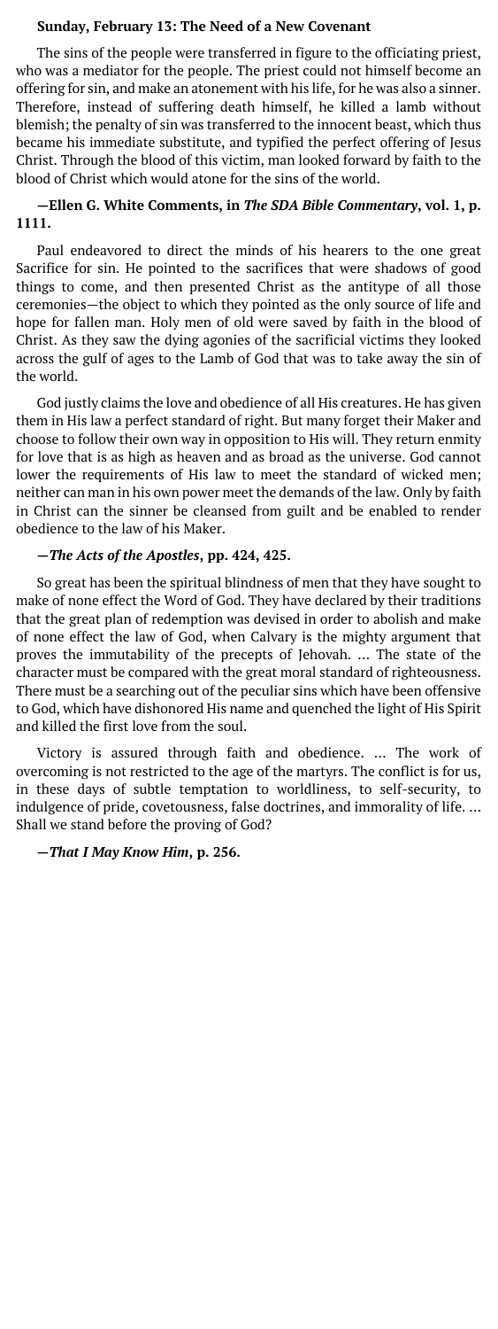**Sunday, February 13: The Need of a New Covenant**

The sins of the people were transferred in figure to the officiating priest, who was a mediator for the people. The priest could not himself become an offering for sin, and make an atonement with his life, for he was also a sinner. Therefore, instead of suffering death himself, he killed a lamb without blemish; the penalty of sin was transferred to the innocent beast, which thus became his immediate substitute, and typified the perfect offering of Jesus Christ. Through the blood of this victim, man looked forward by faith to the blood of Christ which would atone for the sins of the world.

**—Ellen G. White Comments, in *The SDA Bible Commentary*, vol. 1, p. 1111.**

Paul endeavored to direct the minds of his hearers to the one great Sacrifice for sin. He pointed to the sacrifices that were shadows of good things to come, and then presented Christ as the antitype of all those ceremonies—the object to which they pointed as the only source of life and hope for fallen man. Holy men of old were saved by faith in the blood of Christ. As they saw the dying agonies of the sacrificial victims they looked across the gulf of ages to the Lamb of God that was to take away the sin of the world.

God justly claims the love and obedience of all His creatures. He has given them in His law a perfect standard of right. But many forget their Maker and choose to follow their own way in opposition to His will. They return enmity for love that is as high as heaven and as broad as the universe. God cannot lower the requirements of His law to meet the standard of wicked men; neither can man in his own power meet the demands of the law. Only by faith in Christ can the sinner be cleansed from guilt and be enabled to render obedience to the law of his Maker.

**—*The Acts of the Apostles*, pp. 424, 425.**

So great has been the spiritual blindness of men that they have sought to make of none effect the Word of God. They have declared by their traditions that the great plan of redemption was devised in order to abolish and make of none effect the law of God, when Calvary is the mighty argument that proves the immutability of the precepts of Jehovah. … The state of the character must be compared with the great moral standard of righteousness. There must be a searching out of the peculiar sins which have been offensive to God, which have dishonored His name and quenched the light of His Spirit and killed the first love from the soul.

Victory is assured through faith and obedience. … The work of overcoming is not restricted to the age of the martyrs. The conflict is for us, in these days of subtle temptation to worldliness, to self-security, to indulgence of pride, covetousness, false doctrines, and immorality of life. … Shall we stand before the proving of God?

**—*That I May Know Him*, p. 256.**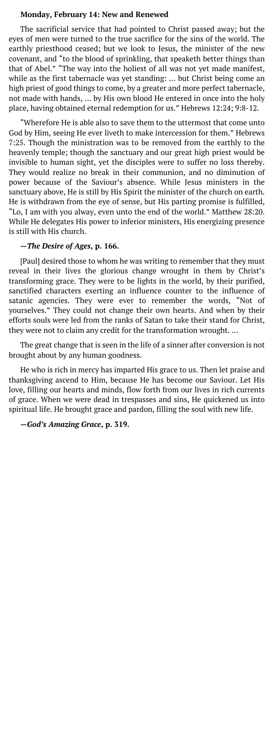**Monday, February 14: New and Renewed**

The sacrificial service that had pointed to Christ passed away; but the eyes of men were turned to the true sacrifice for the sins of the world. The earthly priesthood ceased; but we look to Jesus, the minister of the new covenant, and "to the blood of sprinkling, that speaketh better things than that of Abel." "The way into the holiest of all was not yet made manifest, while as the first tabernacle was yet standing: ... but Christ being come an high priest of good things to come, by a greater and more perfect tabernacle, not made with hands, ... by His own blood He entered in once into the holy place, having obtained eternal redemption for us." Hebrews 12:24; 9:8-12.

"Wherefore He is able also to save them to the uttermost that come unto God by Him, seeing He ever liveth to make intercession for them." Hebrews 7:25. Though the ministration was to be removed from the earthly to the heavenly temple; though the sanctuary and our great high priest would be invisible to human sight, yet the disciples were to suffer no loss thereby. They would realize no break in their communion, and no diminution of power because of the Saviour's absence. While Jesus ministers in the sanctuary above, He is still by His Spirit the minister of the church on earth. He is withdrawn from the eye of sense, but His parting promise is fulfilled, "Lo, I am with you alway, even unto the end of the world." Matthew 28:20. While He delegates His power to inferior ministers, His energizing presence is still with His church.

**—*The Desire of Ages*, p. 166.**

[Paul] desired those to whom he was writing to remember that they must reveal in their lives the glorious change wrought in them by Christ's transforming grace. They were to be lights in the world, by their purified, sanctified characters exerting an influence counter to the influence of satanic agencies. They were ever to remember the words, "Not of yourselves." They could not change their own hearts. And when by their efforts souls were led from the ranks of Satan to take their stand for Christ, they were not to claim any credit for the transformation wrought. ...

The great change that is seen in the life of a sinner after conversion is not brought about by any human goodness.

He who is rich in mercy has imparted His grace to us. Then let praise and thanksgiving ascend to Him, because He has become our Saviour. Let His love, filling our hearts and minds, flow forth from our lives in rich currents of grace. When we were dead in trespasses and sins, He quickened us into spiritual life. He brought grace and pardon, filling the soul with new life.

**—*God's Amazing Grace*, p. 319.**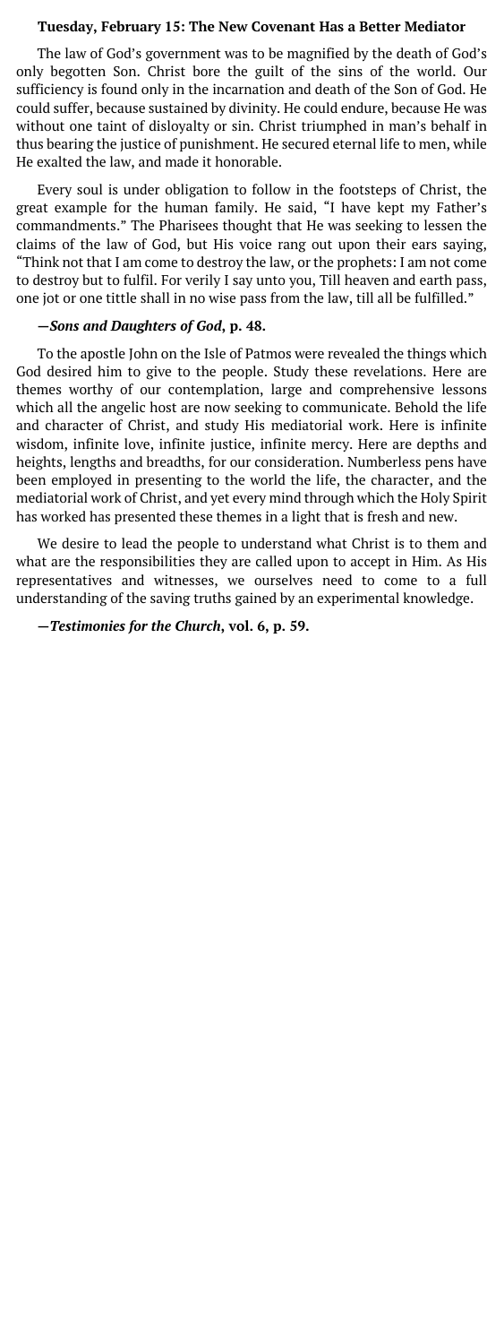**Tuesday, February 15: The New Covenant Has a Better Mediator**

The law of God's government was to be magnified by the death of God's only begotten Son. Christ bore the guilt of the sins of the world. Our sufficiency is found only in the incarnation and death of the Son of God. He could suffer, because sustained by divinity. He could endure, because He was without one taint of disloyalty or sin. Christ triumphed in man's behalf in thus bearing the justice of punishment. He secured eternal life to men, while He exalted the law, and made it honorable.

Every soul is under obligation to follow in the footsteps of Christ, the great example for the human family. He said, "I have kept my Father's commandments." The Pharisees thought that He was seeking to lessen the claims of the law of God, but His voice rang out upon their ears saying, "Think not that I am come to destroy the law, or the prophets: I am not come to destroy but to fulfil. For verily I say unto you, Till heaven and earth pass, one jot or one tittle shall in no wise pass from the law, till all be fulfilled."

**—*Sons and Daughters of God*, p. 48.**

To the apostle John on the Isle of Patmos were revealed the things which God desired him to give to the people. Study these revelations. Here are themes worthy of our contemplation, large and comprehensive lessons which all the angelic host are now seeking to communicate. Behold the life and character of Christ, and study His mediatorial work. Here is infinite wisdom, infinite love, infinite justice, infinite mercy. Here are depths and heights, lengths and breadths, for our consideration. Numberless pens have been employed in presenting to the world the life, the character, and the mediatorial work of Christ, and yet every mind through which the Holy Spirit has worked has presented these themes in a light that is fresh and new.

We desire to lead the people to understand what Christ is to them and what are the responsibilities they are called upon to accept in Him. As His representatives and witnesses, we ourselves need to come to a full understanding of the saving truths gained by an experimental knowledge.

**—*Testimonies for the Church*, vol. 6, p. 59.**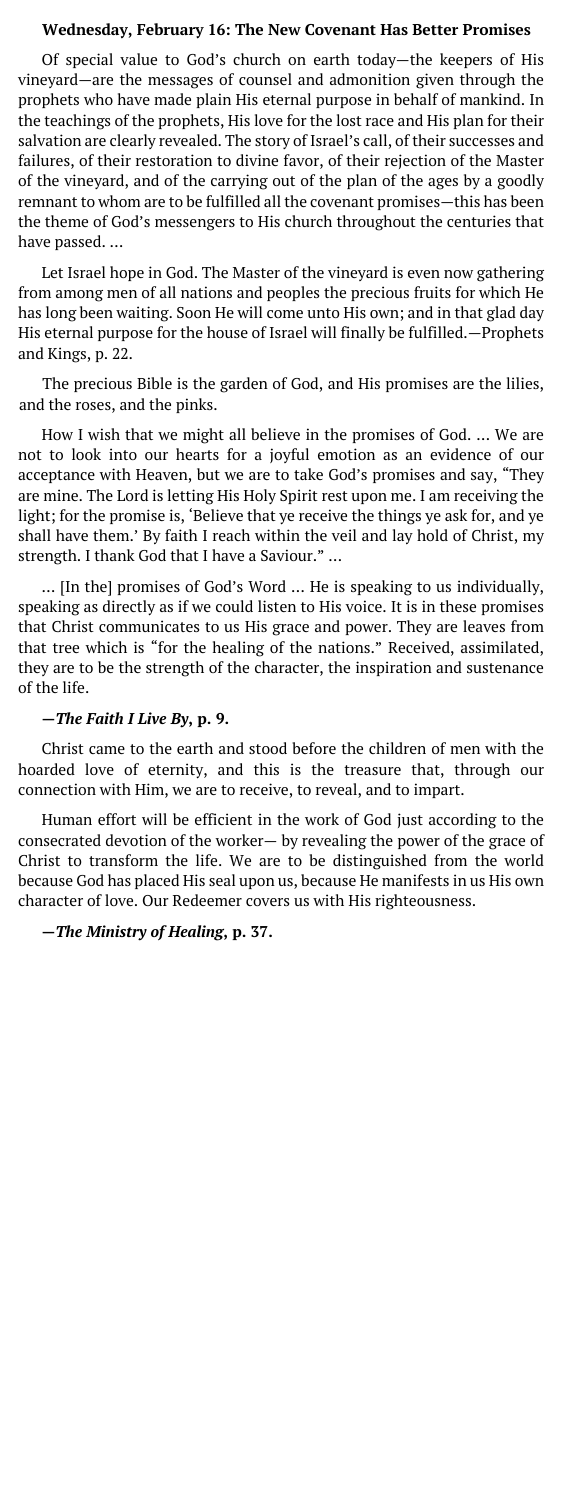## Wednesday, February 16: The New Covenant Has Better Promises

Of special value to God's church on earth today—the keepers of His vineyard—are the messages of counsel and admonition given through the prophets who have made plain His eternal purpose in behalf of mankind. In the teachings of the prophets, His love for the lost race and His plan for their salvation are clearly revealed. The story of Israel's call, of their successes and failures, of their restoration to divine favor, of their rejection of the Master of the vineyard, and of the carrying out of the plan of the ages by a goodly remnant to whom are to be fulfilled all the covenant promises—this has been the theme of God's messengers to His church throughout the centuries that have passed. …

Let Israel hope in God. The Master of the vineyard is even now gathering from among men of all nations and peoples the precious fruits for which He has long been waiting. Soon He will come unto His own; and in that glad day His eternal purpose for the house of Israel will finally be fulfilled.—Prophets and Kings, p. 22.

The precious Bible is the garden of God, and His promises are the lilies, and the roses, and the pinks.

How I wish that we might all believe in the promises of God. … We are not to look into our hearts for a joyful emotion as an evidence of our acceptance with Heaven, but we are to take God's promises and say, "They are mine. The Lord is letting His Holy Spirit rest upon me. I am receiving the light; for the promise is, 'Believe that ye receive the things ye ask for, and ye shall have them.' By faith I reach within the veil and lay hold of Christ, my strength. I thank God that I have a Saviour." …

… [In the] promises of God's Word … He is speaking to us individually, speaking as directly as if we could listen to His voice. It is in these promises that Christ communicates to us His grace and power. They are leaves from that tree which is "for the healing of the nations." Received, assimilated, they are to be the strength of the character, the inspiration and sustenance of the life.

**—*The Faith I Live By*, p. 9.**

Christ came to the earth and stood before the children of men with the hoarded love of eternity, and this is the treasure that, through our connection with Him, we are to receive, to reveal, and to impart.

Human effort will be efficient in the work of God just according to the consecrated devotion of the worker— by revealing the power of the grace of Christ to transform the life. We are to be distinguished from the world because God has placed His seal upon us, because He manifests in us His own character of love. Our Redeemer covers us with His righteousness.

**—*The Ministry of Healing*, p. 37.**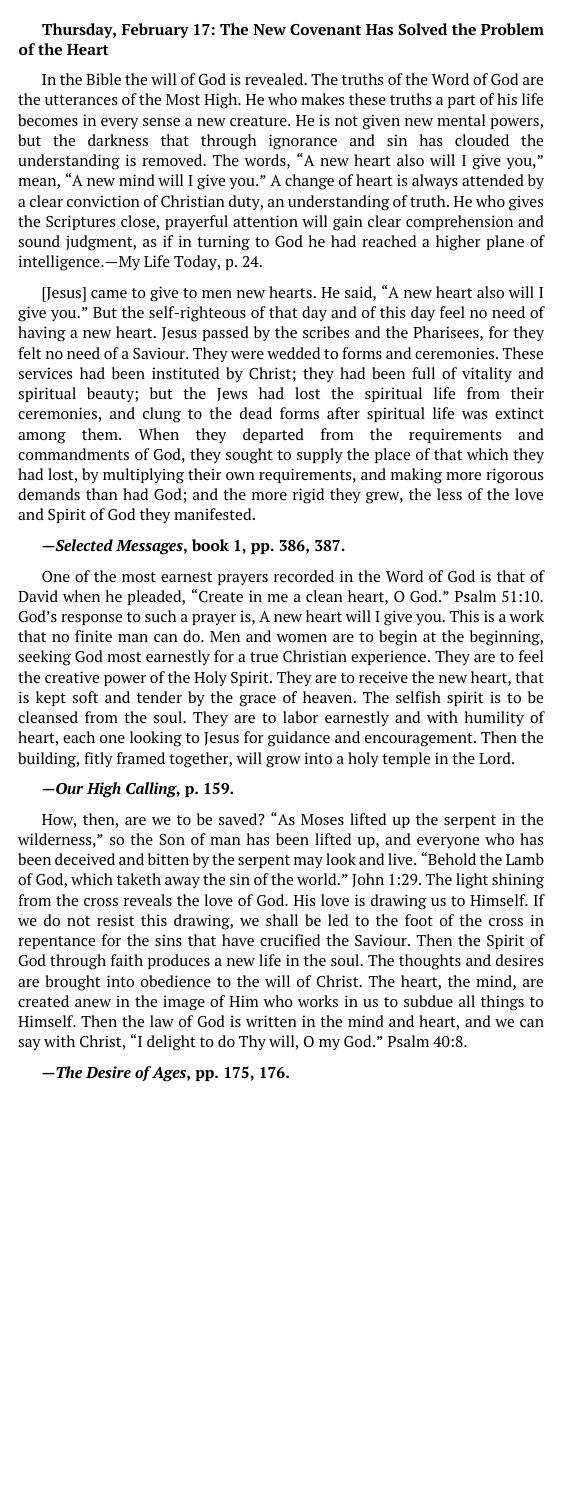### Thursday, February 17: The New Covenant Has Solved the Problem of the Heart

In the Bible the will of God is revealed. The truths of the Word of God are the utterances of the Most High. He who makes these truths a part of his life becomes in every sense a new creature. He is not given new mental powers, but the darkness that through ignorance and sin has clouded the understanding is removed. The words, "A new heart also will I give you," mean, "A new mind will I give you." A change of heart is always attended by a clear conviction of Christian duty, an understanding of truth. He who gives the Scriptures close, prayerful attention will gain clear comprehension and sound judgment, as if in turning to God he had reached a higher plane of intelligence.—My Life Today, p. 24.

[Jesus] came to give to men new hearts. He said, "A new heart also will I give you." But the self-righteous of that day and of this day feel no need of having a new heart. Jesus passed by the scribes and the Pharisees, for they felt no need of a Saviour. They were wedded to forms and ceremonies. These services had been instituted by Christ; they had been full of vitality and spiritual beauty; but the Jews had lost the spiritual life from their ceremonies, and clung to the dead forms after spiritual life was extinct among them. When they departed from the requirements and commandments of God, they sought to supply the place of that which they had lost, by multiplying their own requirements, and making more rigorous demands than had God; and the more rigid they grew, the less of the love and Spirit of God they manifested.

**—*Selected Messages*, book 1, pp. 386, 387.**

One of the most earnest prayers recorded in the Word of God is that of David when he pleaded, "Create in me a clean heart, O God." Psalm 51:10. God's response to such a prayer is, A new heart will I give you. This is a work that no finite man can do. Men and women are to begin at the beginning, seeking God most earnestly for a true Christian experience. They are to feel the creative power of the Holy Spirit. They are to receive the new heart, that is kept soft and tender by the grace of heaven. The selfish spirit is to be cleansed from the soul. They are to labor earnestly and with humility of heart, each one looking to Jesus for guidance and encouragement. Then the building, fitly framed together, will grow into a holy temple in the Lord.

**—*Our High Calling*, p. 159.**

How, then, are we to be saved? "As Moses lifted up the serpent in the wilderness," so the Son of man has been lifted up, and everyone who has been deceived and bitten by the serpent may look and live. "Behold the Lamb of God, which taketh away the sin of the world." John 1:29. The light shining from the cross reveals the love of God. His love is drawing us to Himself. If we do not resist this drawing, we shall be led to the foot of the cross in repentance for the sins that have crucified the Saviour. Then the Spirit of God through faith produces a new life in the soul. The thoughts and desires are brought into obedience to the will of Christ. The heart, the mind, are created anew in the image of Him who works in us to subdue all things to Himself. Then the law of God is written in the mind and heart, and we can say with Christ, "I delight to do Thy will, O my God." Psalm 40:8.

**—*The Desire of Ages*, pp. 175, 176.**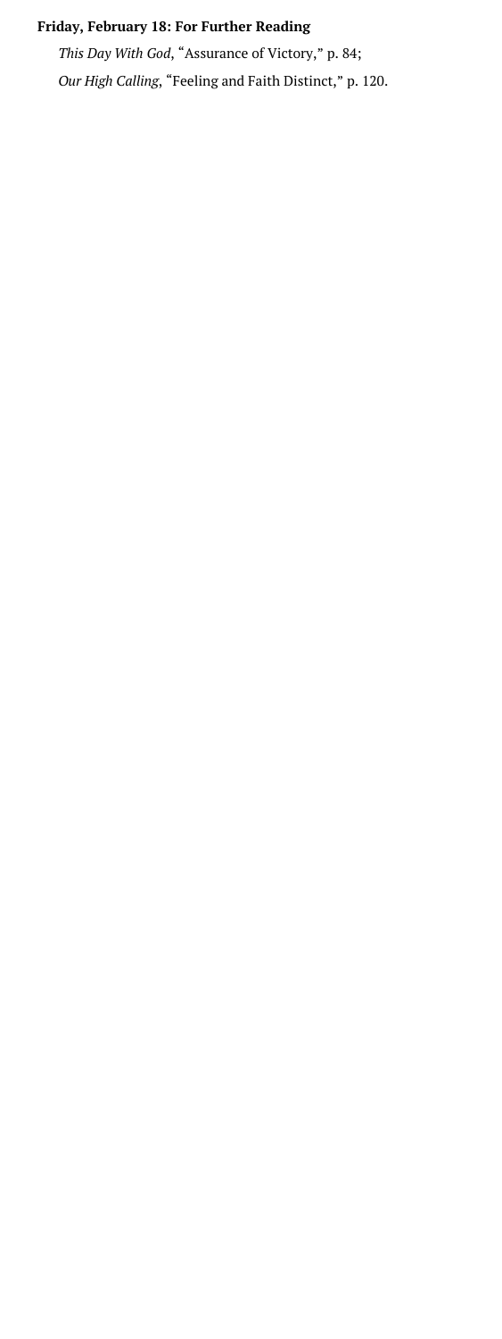**Friday, February 18: For Further Reading**

*This Day With God*, “Assurance of Victory,” p. 84;

*Our High Calling*, “Feeling and Faith Distinct,” p. 120.